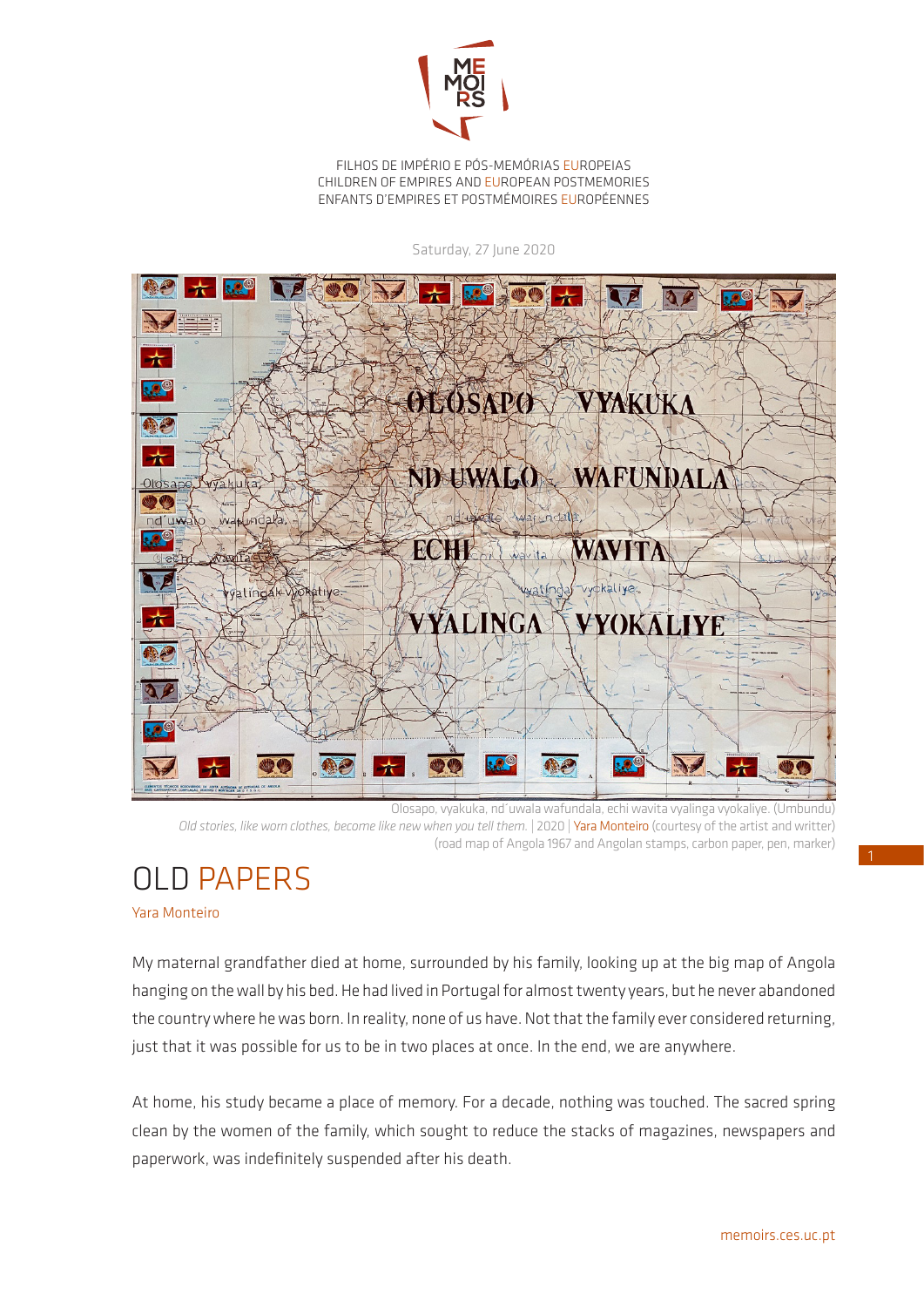FILHOS DE IMPÉRIO E PÓS-MEMÓRIAS EUROPEIAS
CHILDREN OF EMPIRES AND EUROPEAN POSTMEMORIES
ENFANTS D'EMPIRES ET POSTMÉMOIRES EUROPÉENNES

Saturday, 27 June 2020

Olosapo, vyakuka, nd´uwala wafundala, echi wavita vyalinga vyokaliye. (Umbundu)
*Old stories, like worn clothes, become like new when you tell them.* | 2020 | Yara Monteiro (courtesy of the artist and writter)
(road map of Angola 1967 and Angolan stamps, carbon paper, pen, marker)

# OLD PAPERS

Yara Monteiro

My maternal grandfather died at home, surrounded by his family, looking up at the big map of Angola hanging on the wall by his bed. He had lived in Portugal for almost twenty years, but he never abandoned the country where he was born. In reality, none of us have. Not that the family ever considered returning, just that it was possible for us to be in two places at once. In the end, we are anywhere.

At home, his study became a place of memory. For a decade, nothing was touched. The sacred spring clean by the women of the family, which sought to reduce the stacks of magazines, newspapers and paperwork, was indefinitely suspended after his death.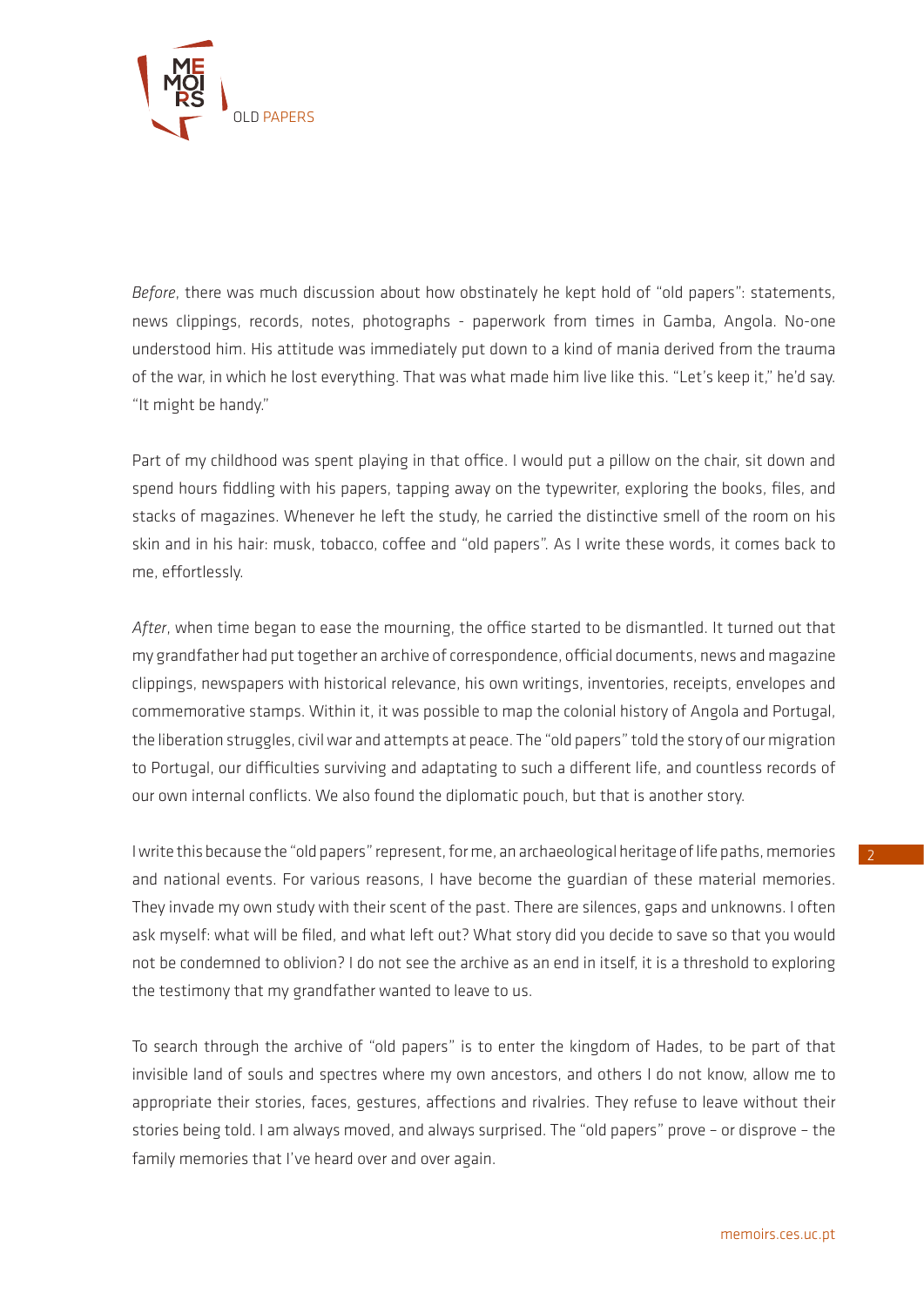*Before*, there was much discussion about how obstinately he kept hold of "old papers": statements, news clippings, records, notes, photographs - paperwork from times in Gamba, Angola. No-one understood him. His attitude was immediately put down to a kind of mania derived from the trauma of the war, in which he lost everything. That was what made him live like this. "Let's keep it," he'd say. "It might be handy."

Part of my childhood was spent playing in that office. I would put a pillow on the chair, sit down and spend hours fiddling with his papers, tapping away on the typewriter, exploring the books, files, and stacks of magazines. Whenever he left the study, he carried the distinctive smell of the room on his skin and in his hair: musk, tobacco, coffee and "old papers". As I write these words, it comes back to me, effortlessly.

*After*, when time began to ease the mourning, the office started to be dismantled. It turned out that my grandfather had put together an archive of correspondence, official documents, news and magazine clippings, newspapers with historical relevance, his own writings, inventories, receipts, envelopes and commemorative stamps. Within it, it was possible to map the colonial history of Angola and Portugal, the liberation struggles, civil war and attempts at peace. The "old papers" told the story of our migration to Portugal, our difficulties surviving and adaptating to such a different life, and countless records of our own internal conflicts. We also found the diplomatic pouch, but that is another story.

I write this because the "old papers" represent, for me, an archaeological heritage of life paths, memories and national events. For various reasons, I have become the guardian of these material memories. They invade my own study with their scent of the past. There are silences, gaps and unknowns. I often ask myself: what will be filed, and what left out? What story did you decide to save so that you would not be condemned to oblivion? I do not see the archive as an end in itself, it is a threshold to exploring the testimony that my grandfather wanted to leave to us.

To search through the archive of "old papers" is to enter the kingdom of Hades, to be part of that invisible land of souls and spectres where my own ancestors, and others I do not know, allow me to appropriate their stories, faces, gestures, affections and rivalries. They refuse to leave without their stories being told. I am always moved, and always surprised. The "old papers" prove – or disprove – the family memories that I've heard over and over again.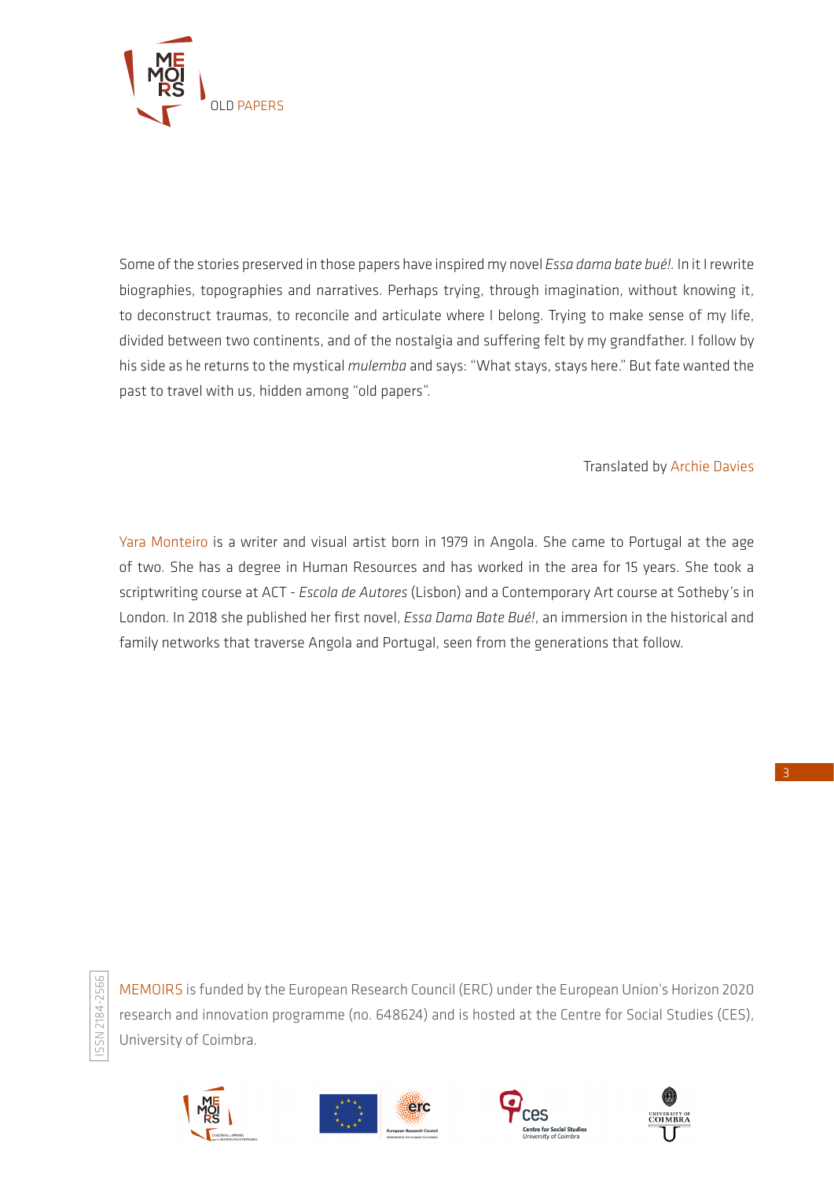Some of the stories preserved in those papers have inspired my novel *Essa dama bate bué!*. In it I rewrite biographies, topographies and narratives. Perhaps trying, through imagination, without knowing it, to deconstruct traumas, to reconcile and articulate where I belong. Trying to make sense of my life, divided between two continents, and of the nostalgia and suffering felt by my grandfather. I follow by his side as he returns to the mystical *mulemba* and says: "What stays, stays here." But fate wanted the past to travel with us, hidden among "old papers".

Translated by Archie Davies

Yara Monteiro is a writer and visual artist born in 1979 in Angola. She came to Portugal at the age of two. She has a degree in Human Resources and has worked in the area for 15 years. She took a scriptwriting course at ACT - *Escola de Autores* (Lisbon) and a Contemporary Art course at Sotheby's in London. In 2018 she published her first novel, *Essa Dama Bate Bué!*, an immersion in the historical and family networks that traverse Angola and Portugal, seen from the generations that follow.

MEMOIRS is funded by the European Research Council (ERC) under the European Union's Horizon 2020 research and innovation programme (no. 648624) and is hosted at the Centre for Social Studies (CES), University of Coimbra.